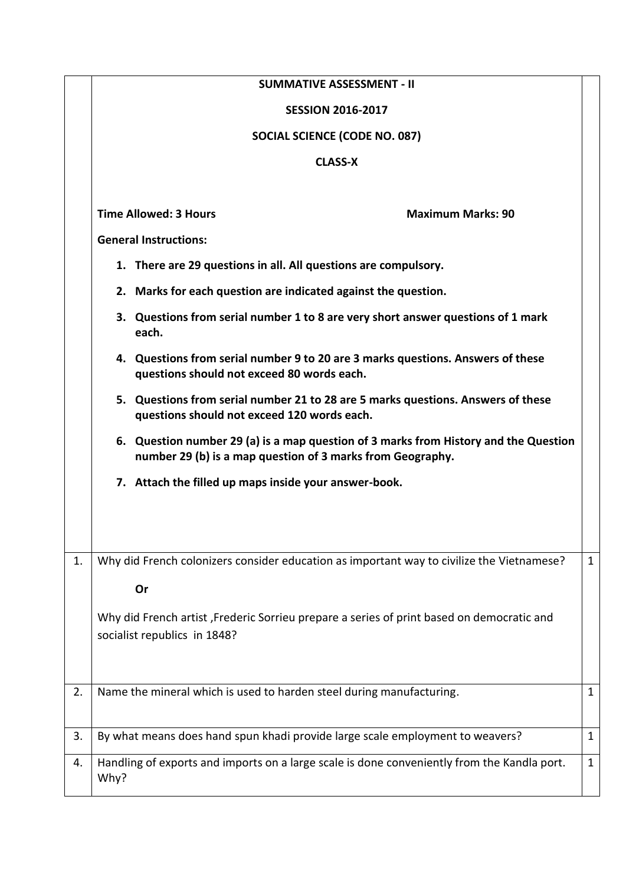**SUMMATIVE ASSESSMENT - II**

**SESSION 2016-2017**

**SOCIAL SCIENCE (CODE NO. 087)**

**CLASS-X**

**Time Allowed: 3 Hours** **Maximum Marks: 90**

**General Instructions:**

1. **There are 29 questions in all. All questions are compulsory.**
2. **Marks for each question are indicated against the question.**
3. **Questions from serial number 1 to 8 are very short answer questions of 1 mark each.**
4. **Questions from serial number 9 to 20 are 3 marks questions. Answers of these questions should not exceed 80 words each.**
5. **Questions from serial number 21 to 28 are 5 marks questions. Answers of these questions should not exceed 120 words each.**
6. **Question number 29 (a) is a map question of 3 marks from History and the Question number 29 (b) is a map question of 3 marks from Geography.**
7. **Attach the filled up maps inside your answer-book.**

| | | |
|---|---|---|
| 1. | Why did French colonizers consider education as important way to civilize the Vietnamese?<br><br>**Or**<br><br>Why did French artist ,Frederic Sorrieu prepare a series of print based on democratic and socialist republics in 1848? | 1 |
| 2. | Name the mineral which is used to harden steel during manufacturing. | 1 |
| 3. | By what means does hand spun khadi provide large scale employment to weavers? | 1 |
| 4. | Handling of exports and imports on a large scale is done conveniently from the Kandla port. Why? | 1 |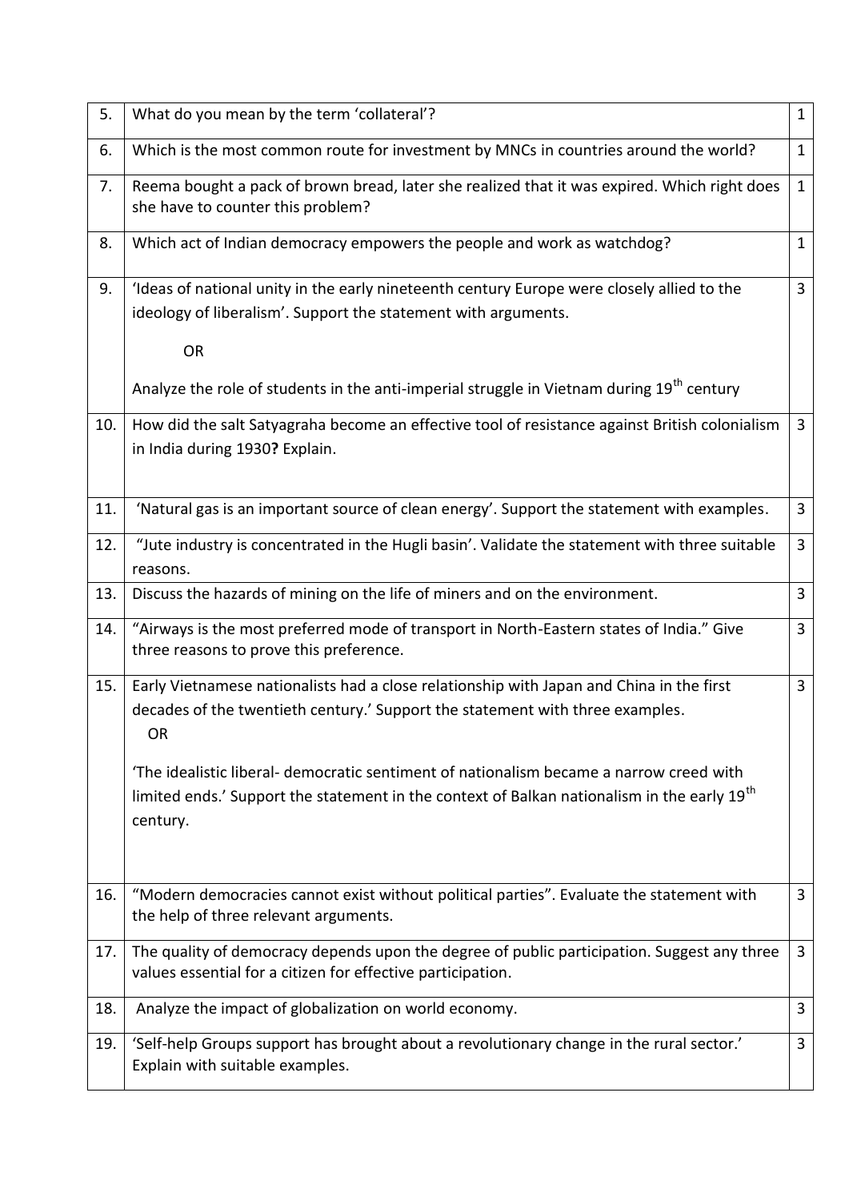| | | |
|---|---|---|
| 5. | What do you mean by the term 'collateral'? | 1 |
| 6. | Which is the most common route for investment by MNCs in countries around the world? | 1 |
| 7. | Reema bought a pack of brown bread, later she realized that it was expired. Which right does she have to counter this problem? | 1 |
| 8. | Which act of Indian democracy empowers the people and work as watchdog? | 1 |
| 9. | 'Ideas of national unity in the early nineteenth century Europe were closely allied to the ideology of liberalism'. Support the statement with arguments.<br><br>OR<br><br>Analyze the role of students in the anti-imperial struggle in Vietnam during 19th century | 3 |
| 10. | How did the salt Satyagraha become an effective tool of resistance against British colonialism in India during 1930**?** Explain. | 3 |
| 11. | 'Natural gas is an important source of clean energy'. Support the statement with examples. | 3 |
| 12. | "Jute industry is concentrated in the Hugli basin'. Validate the statement with three suitable reasons. | 3 |
| 13. | Discuss the hazards of mining on the life of miners and on the environment. | 3 |
| 14. | "Airways is the most preferred mode of transport in North-Eastern states of India." Give three reasons to prove this preference. | 3 |
| 15. | Early Vietnamese nationalists had a close relationship with Japan and China in the first decades of the twentieth century.' Support the statement with three examples.<br>OR<br><br>'The idealistic liberal- democratic sentiment of nationalism became a narrow creed with limited ends.' Support the statement in the context of Balkan nationalism in the early 19th century. | 3 |
| 16. | "Modern democracies cannot exist without political parties". Evaluate the statement with the help of three relevant arguments. | 3 |
| 17. | The quality of democracy depends upon the degree of public participation. Suggest any three values essential for a citizen for effective participation. | 3 |
| 18. | Analyze the impact of globalization on world economy. | 3 |
| 19. | 'Self-help Groups support has brought about a revolutionary change in the rural sector.' Explain with suitable examples. | 3 |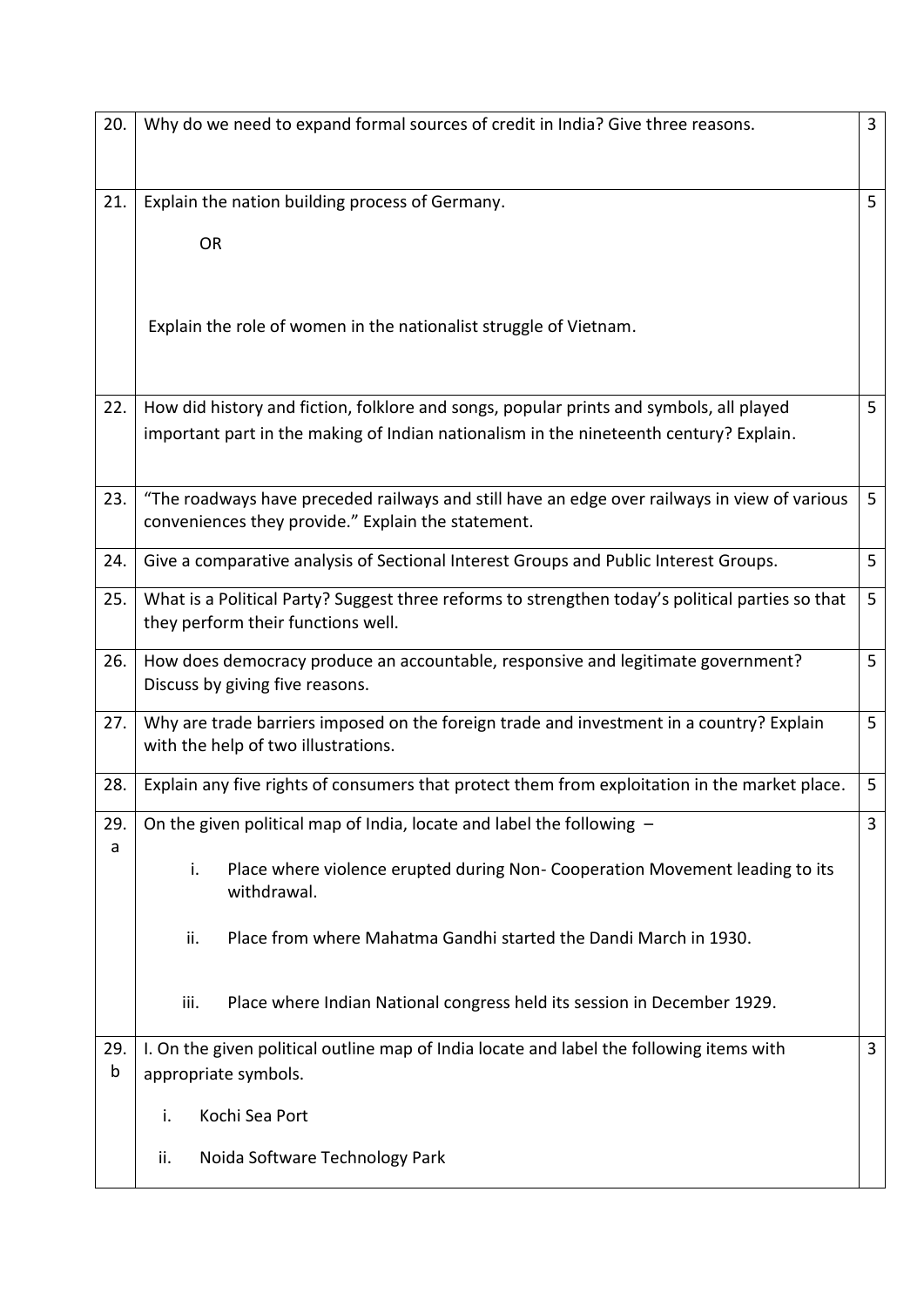| | | |
|---|---|---|
| 20. | Why do we need to expand formal sources of credit in India? Give three reasons. | 3 |
| 21. | Explain the nation building process of Germany.<br><br>OR<br><br>Explain the role of women in the nationalist struggle of Vietnam. | 5 |
| 22. | How did history and fiction, folklore and songs, popular prints and symbols, all played important part in the making of Indian nationalism in the nineteenth century? Explain. | 5 |
| 23. | "The roadways have preceded railways and still have an edge over railways in view of various conveniences they provide." Explain the statement. | 5 |
| 24. | Give a comparative analysis of Sectional Interest Groups and Public Interest Groups. | 5 |
| 25. | What is a Political Party? Suggest three reforms to strengthen today's political parties so that they perform their functions well. | 5 |
| 26. | How does democracy produce an accountable, responsive and legitimate government? Discuss by giving five reasons. | 5 |
| 27. | Why are trade barriers imposed on the foreign trade and investment in a country? Explain with the help of two illustrations. | 5 |
| 28. | Explain any five rights of consumers that protect them from exploitation in the market place. | 5 |
| 29. a | On the given political map of India, locate and label the following –<br><br>i. Place where violence erupted during Non- Cooperation Movement leading to its withdrawal.<br><br>ii. Place from where Mahatma Gandhi started the Dandi March in 1930.<br><br>iii. Place where Indian National congress held its session in December 1929. | 3 |
| 29. b | I. On the given political outline map of India locate and label the following items with appropriate symbols.<br><br>i. Kochi Sea Port<br><br>ii. Noida Software Technology Park | 3 |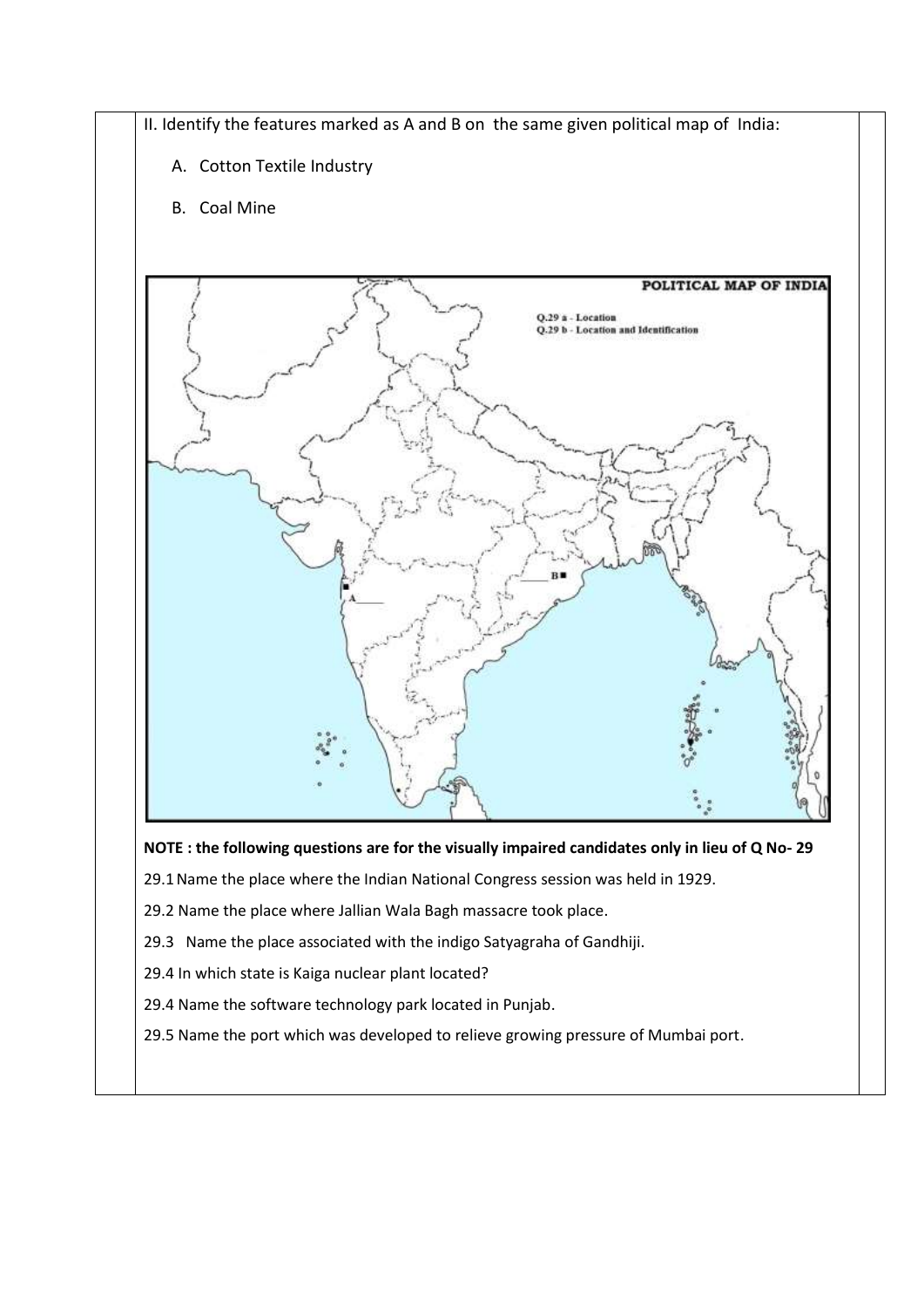II. Identify the features marked as A and B on the same given political map of India:

A. Cotton Textile Industry

B. Coal Mine

POLITICAL MAP OF INDIA

Q.29 a - Location

Q.29 b - Location and Identification

A

B

**NOTE : the following questions are for the visually impaired candidates only in lieu of Q No- 29**

29.1 Name the place where the Indian National Congress session was held in 1929.

29.2 Name the place where Jallian Wala Bagh massacre took place.

29.3 Name the place associated with the indigo Satyagraha of Gandhiji.

29.4 In which state is Kaiga nuclear plant located?

29.4 Name the software technology park located in Punjab.

29.5 Name the port which was developed to relieve growing pressure of Mumbai port.